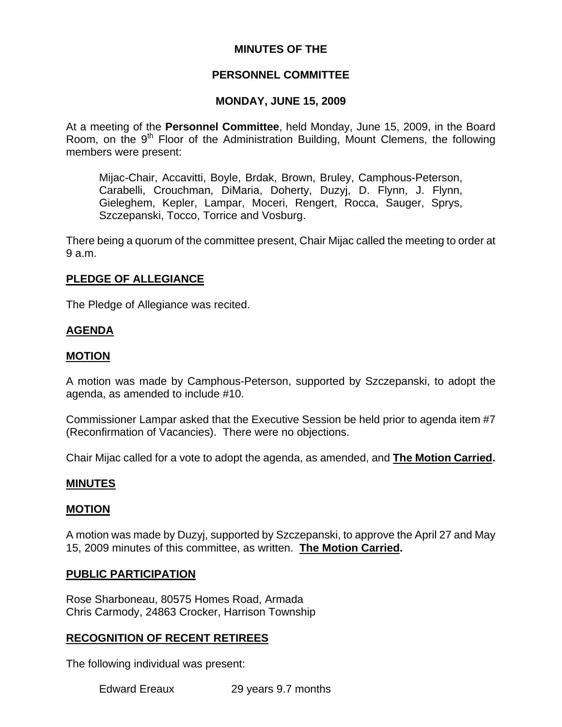# MINUTES OF THE

# PERSONNEL COMMITTEE

# MONDAY, JUNE 15, 2009

At a meeting of the **Personnel Committee**, held Monday, June 15, 2009, in the Board Room, on the 9th Floor of the Administration Building, Mount Clemens, the following members were present:

> Mijac-Chair, Accavitti, Boyle, Brdak, Brown, Bruley, Camphous-Peterson, Carabelli, Crouchman, DiMaria, Doherty, Duzyj, D. Flynn, J. Flynn, Gieleghem, Kepler, Lampar, Moceri, Rengert, Rocca, Sauger, Sprys, Szczepanski, Tocco, Torrice and Vosburg.

There being a quorum of the committee present, Chair Mijac called the meeting to order at 9 a.m.

## PLEDGE OF ALLEGIANCE

The Pledge of Allegiance was recited.

## AGENDA

## MOTION

A motion was made by Camphous-Peterson, supported by Szczepanski, to adopt the agenda, as amended to include #10.

Commissioner Lampar asked that the Executive Session be held prior to agenda item #7 (Reconfirmation of Vacancies). There were no objections.

Chair Mijac called for a vote to adopt the agenda, as amended, and **The Motion Carried.**

## MINUTES

## MOTION

A motion was made by Duzyj, supported by Szczepanski, to approve the April 27 and May 15, 2009 minutes of this committee, as written. **The Motion Carried.**

## PUBLIC PARTICIPATION

Rose Sharboneau, 80575 Homes Road, Armada
Chris Carmody, 24863 Crocker, Harrison Township

## RECOGNITION OF RECENT RETIREES

The following individual was present:

| Edward Ereaux | 29 years 9.7 months |
|---|---|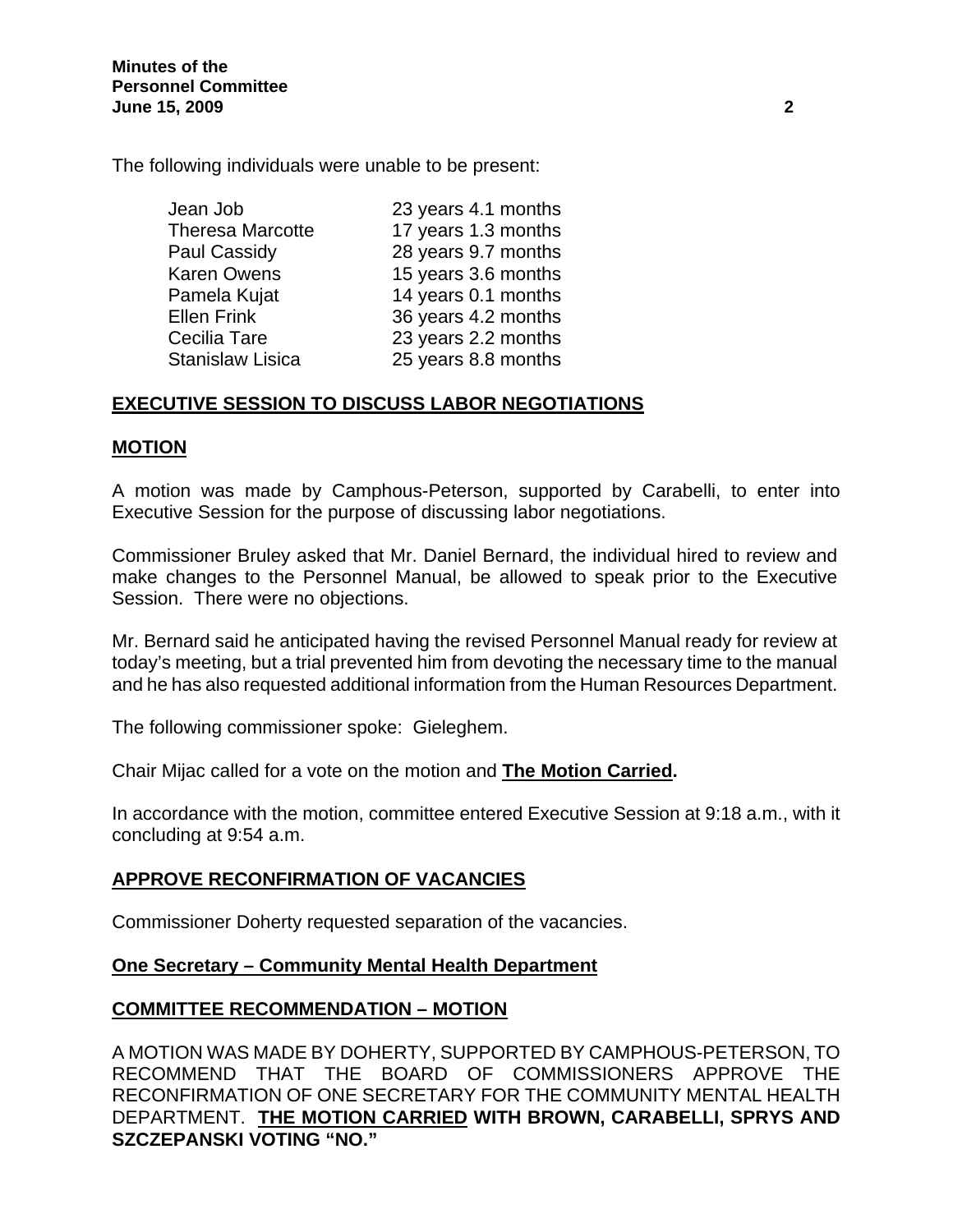The following individuals were unable to be present:

| | |
|---|---|
| Jean Job | 23 years 4.1 months |
| Theresa Marcotte | 17 years 1.3 months |
| Paul Cassidy | 28 years 9.7 months |
| Karen Owens | 15 years 3.6 months |
| Pamela Kujat | 14 years 0.1 months |
| Ellen Frink | 36 years 4.2 months |
| Cecilia Tare | 23 years 2.2 months |
| Stanislaw Lisica | 25 years 8.8 months |

## EXECUTIVE SESSION TO DISCUSS LABOR NEGOTIATIONS

### MOTION

A motion was made by Camphous-Peterson, supported by Carabelli, to enter into Executive Session for the purpose of discussing labor negotiations.

Commissioner Bruley asked that Mr. Daniel Bernard, the individual hired to review and make changes to the Personnel Manual, be allowed to speak prior to the Executive Session. There were no objections.

Mr. Bernard said he anticipated having the revised Personnel Manual ready for review at today's meeting, but a trial prevented him from devoting the necessary time to the manual and he has also requested additional information from the Human Resources Department.

The following commissioner spoke: Gieleghem.

Chair Mijac called for a vote on the motion and **The Motion Carried.**

In accordance with the motion, committee entered Executive Session at 9:18 a.m., with it concluding at 9:54 a.m.

## APPROVE RECONFIRMATION OF VACANCIES

Commissioner Doherty requested separation of the vacancies.

### One Secretary – Community Mental Health Department

### COMMITTEE RECOMMENDATION – MOTION

A MOTION WAS MADE BY DOHERTY, SUPPORTED BY CAMPHOUS-PETERSON, TO RECOMMEND THAT THE BOARD OF COMMISSIONERS APPROVE THE RECONFIRMATION OF ONE SECRETARY FOR THE COMMUNITY MENTAL HEALTH DEPARTMENT. **THE MOTION CARRIED WITH BROWN, CARABELLI, SPRYS AND SZCZEPANSKI VOTING "NO."**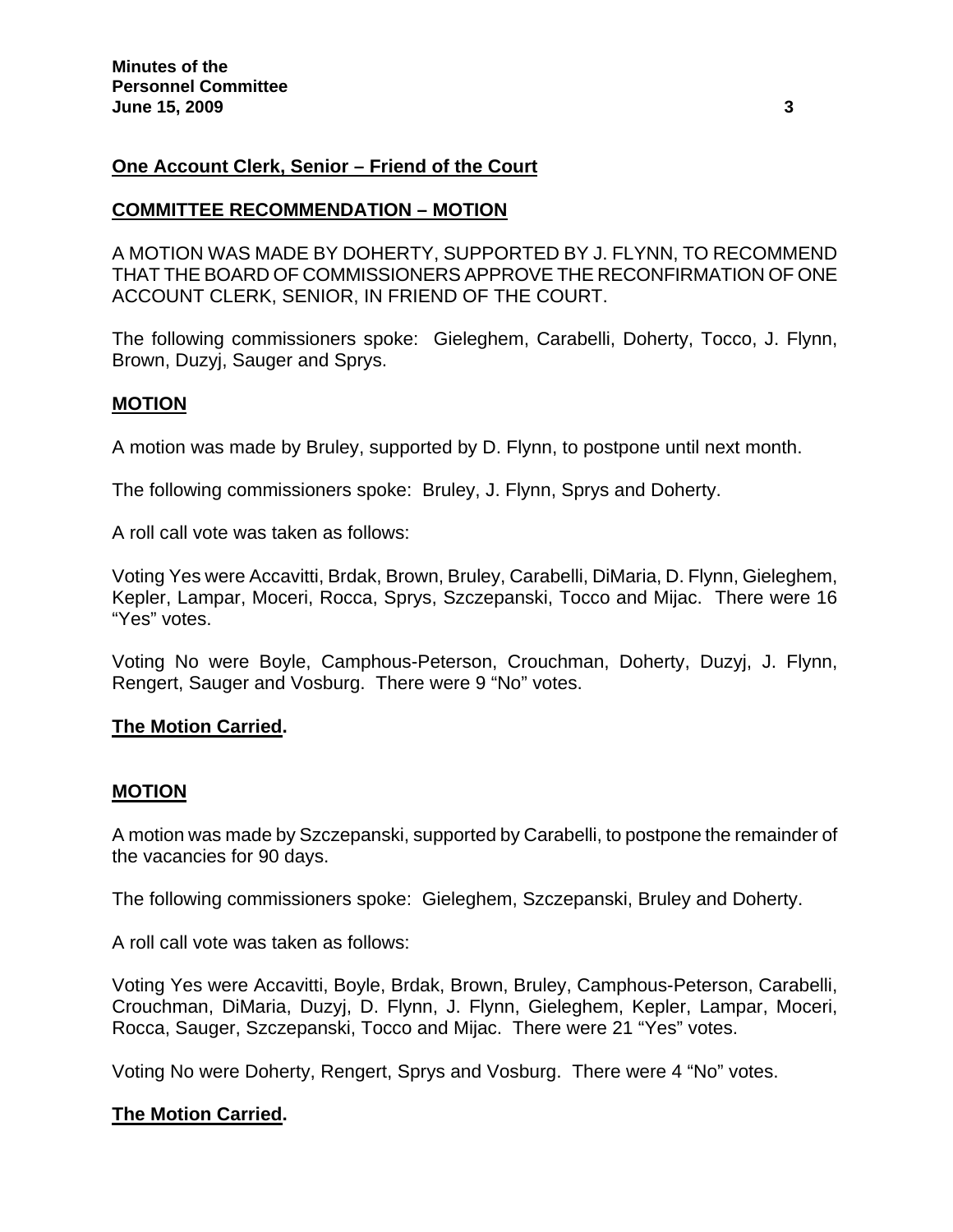**One Account Clerk, Senior – Friend of the Court**

**COMMITTEE RECOMMENDATION – MOTION**

A MOTION WAS MADE BY DOHERTY, SUPPORTED BY J. FLYNN, TO RECOMMEND THAT THE BOARD OF COMMISSIONERS APPROVE THE RECONFIRMATION OF ONE ACCOUNT CLERK, SENIOR, IN FRIEND OF THE COURT.

The following commissioners spoke: Gieleghem, Carabelli, Doherty, Tocco, J. Flynn, Brown, Duzyj, Sauger and Sprys.

**MOTION**

A motion was made by Bruley, supported by D. Flynn, to postpone until next month.

The following commissioners spoke: Bruley, J. Flynn, Sprys and Doherty.

A roll call vote was taken as follows:

Voting Yes were Accavitti, Brdak, Brown, Bruley, Carabelli, DiMaria, D. Flynn, Gieleghem, Kepler, Lampar, Moceri, Rocca, Sprys, Szczepanski, Tocco and Mijac. There were 16 "Yes" votes.

Voting No were Boyle, Camphous-Peterson, Crouchman, Doherty, Duzyj, J. Flynn, Rengert, Sauger and Vosburg. There were 9 "No" votes.

**The Motion Carried.**

**MOTION**

A motion was made by Szczepanski, supported by Carabelli, to postpone the remainder of the vacancies for 90 days.

The following commissioners spoke: Gieleghem, Szczepanski, Bruley and Doherty.

A roll call vote was taken as follows:

Voting Yes were Accavitti, Boyle, Brdak, Brown, Bruley, Camphous-Peterson, Carabelli, Crouchman, DiMaria, Duzyj, D. Flynn, J. Flynn, Gieleghem, Kepler, Lampar, Moceri, Rocca, Sauger, Szczepanski, Tocco and Mijac. There were 21 "Yes" votes.

Voting No were Doherty, Rengert, Sprys and Vosburg. There were 4 "No" votes.

**The Motion Carried.**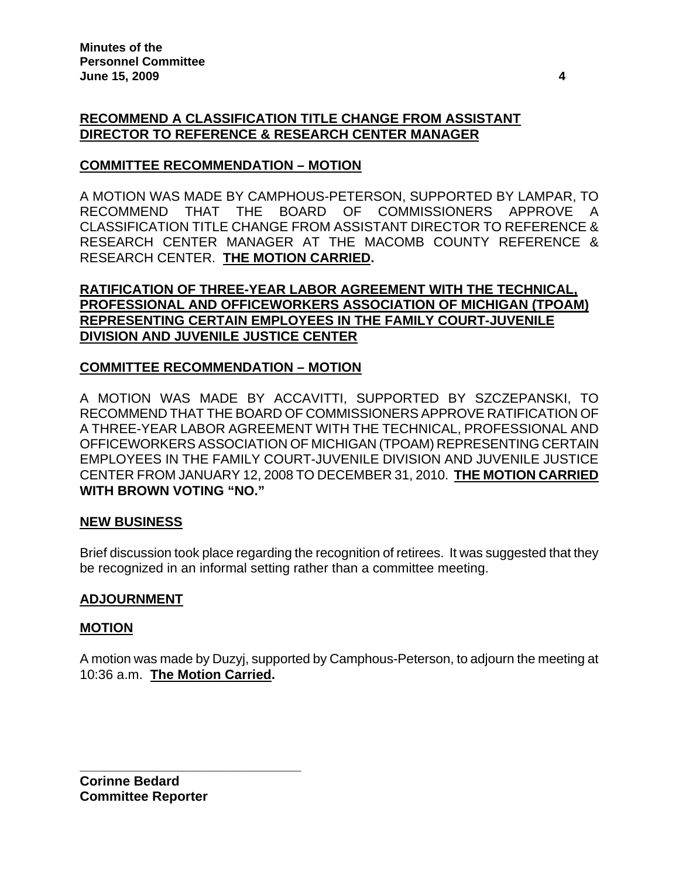**RECOMMEND A CLASSIFICATION TITLE CHANGE FROM ASSISTANT DIRECTOR TO REFERENCE & RESEARCH CENTER MANAGER**

**COMMITTEE RECOMMENDATION – MOTION**

A MOTION WAS MADE BY CAMPHOUS-PETERSON, SUPPORTED BY LAMPAR, TO RECOMMEND THAT THE BOARD OF COMMISSIONERS APPROVE A CLASSIFICATION TITLE CHANGE FROM ASSISTANT DIRECTOR TO REFERENCE & RESEARCH CENTER MANAGER AT THE MACOMB COUNTY REFERENCE & RESEARCH CENTER. **THE MOTION CARRIED.**

**RATIFICATION OF THREE-YEAR LABOR AGREEMENT WITH THE TECHNICAL, PROFESSIONAL AND OFFICEWORKERS ASSOCIATION OF MICHIGAN (TPOAM) REPRESENTING CERTAIN EMPLOYEES IN THE FAMILY COURT-JUVENILE DIVISION AND JUVENILE JUSTICE CENTER**

**COMMITTEE RECOMMENDATION – MOTION**

A MOTION WAS MADE BY ACCAVITTI, SUPPORTED BY SZCZEPANSKI, TO RECOMMEND THAT THE BOARD OF COMMISSIONERS APPROVE RATIFICATION OF A THREE-YEAR LABOR AGREEMENT WITH THE TECHNICAL, PROFESSIONAL AND OFFICEWORKERS ASSOCIATION OF MICHIGAN (TPOAM) REPRESENTING CERTAIN EMPLOYEES IN THE FAMILY COURT-JUVENILE DIVISION AND JUVENILE JUSTICE CENTER FROM JANUARY 12, 2008 TO DECEMBER 31, 2010. **THE MOTION CARRIED WITH BROWN VOTING "NO."**

**NEW BUSINESS**

Brief discussion took place regarding the recognition of retirees. It was suggested that they be recognized in an informal setting rather than a committee meeting.

**ADJOURNMENT**

**MOTION**

A motion was made by Duzyj, supported by Camphous-Peterson, to adjourn the meeting at 10:36 a.m. **The Motion Carried.**

\_\_\_\_\_\_\_\_\_\_\_\_\_\_\_\_\_\_\_\_\_\_\_\_\_\_\_\_\_\_\_\_

**Corinne Bedard**
**Committee Reporter**